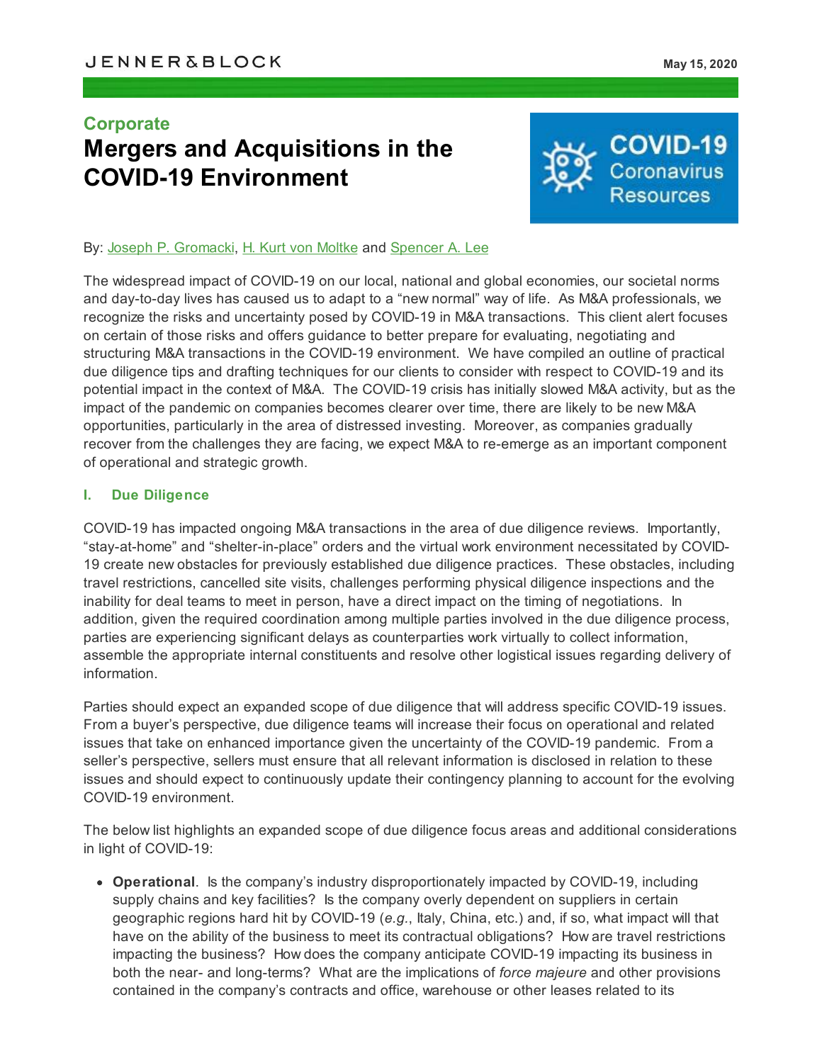JENNER&BLOCK

May 15, 2020

## Corporate

# Mergers and Acquisitions in the COVID-19 Environment

COVID-19 Coronavirus Resources

By: Joseph P. Gromacki, H. Kurt von Moltke and Spencer A. Lee

The widespread impact of COVID-19 on our local, national and global economies, our societal norms and day-to-day lives has caused us to adapt to a "new normal" way of life. As M&A professionals, we recognize the risks and uncertainty posed by COVID-19 in M&A transactions. This client alert focuses on certain of those risks and offers guidance to better prepare for evaluating, negotiating and structuring M&A transactions in the COVID-19 environment. We have compiled an outline of practical due diligence tips and drafting techniques for our clients to consider with respect to COVID-19 and its potential impact in the context of M&A. The COVID-19 crisis has initially slowed M&A activity, but as the impact of the pandemic on companies becomes clearer over time, there are likely to be new M&A opportunities, particularly in the area of distressed investing. Moreover, as companies gradually recover from the challenges they are facing, we expect M&A to re-emerge as an important component of operational and strategic growth.

### I. Due Diligence

COVID-19 has impacted ongoing M&A transactions in the area of due diligence reviews. Importantly, "stay-at-home" and "shelter-in-place" orders and the virtual work environment necessitated by COVID-19 create new obstacles for previously established due diligence practices. These obstacles, including travel restrictions, cancelled site visits, challenges performing physical diligence inspections and the inability for deal teams to meet in person, have a direct impact on the timing of negotiations. In addition, given the required coordination among multiple parties involved in the due diligence process, parties are experiencing significant delays as counterparties work virtually to collect information, assemble the appropriate internal constituents and resolve other logistical issues regarding delivery of information.

Parties should expect an expanded scope of due diligence that will address specific COVID-19 issues. From a buyer's perspective, due diligence teams will increase their focus on operational and related issues that take on enhanced importance given the uncertainty of the COVID-19 pandemic. From a seller's perspective, sellers must ensure that all relevant information is disclosed in relation to these issues and should expect to continuously update their contingency planning to account for the evolving COVID-19 environment.

The below list highlights an expanded scope of due diligence focus areas and additional considerations in light of COVID-19:

- **Operational**. Is the company's industry disproportionately impacted by COVID-19, including supply chains and key facilities? Is the company overly dependent on suppliers in certain geographic regions hard hit by COVID-19 (*e.g.*, Italy, China, etc.) and, if so, what impact will that have on the ability of the business to meet its contractual obligations? How are travel restrictions impacting the business? How does the company anticipate COVID-19 impacting its business in both the near- and long-terms? What are the implications of *force majeure* and other provisions contained in the company's contracts and office, warehouse or other leases related to its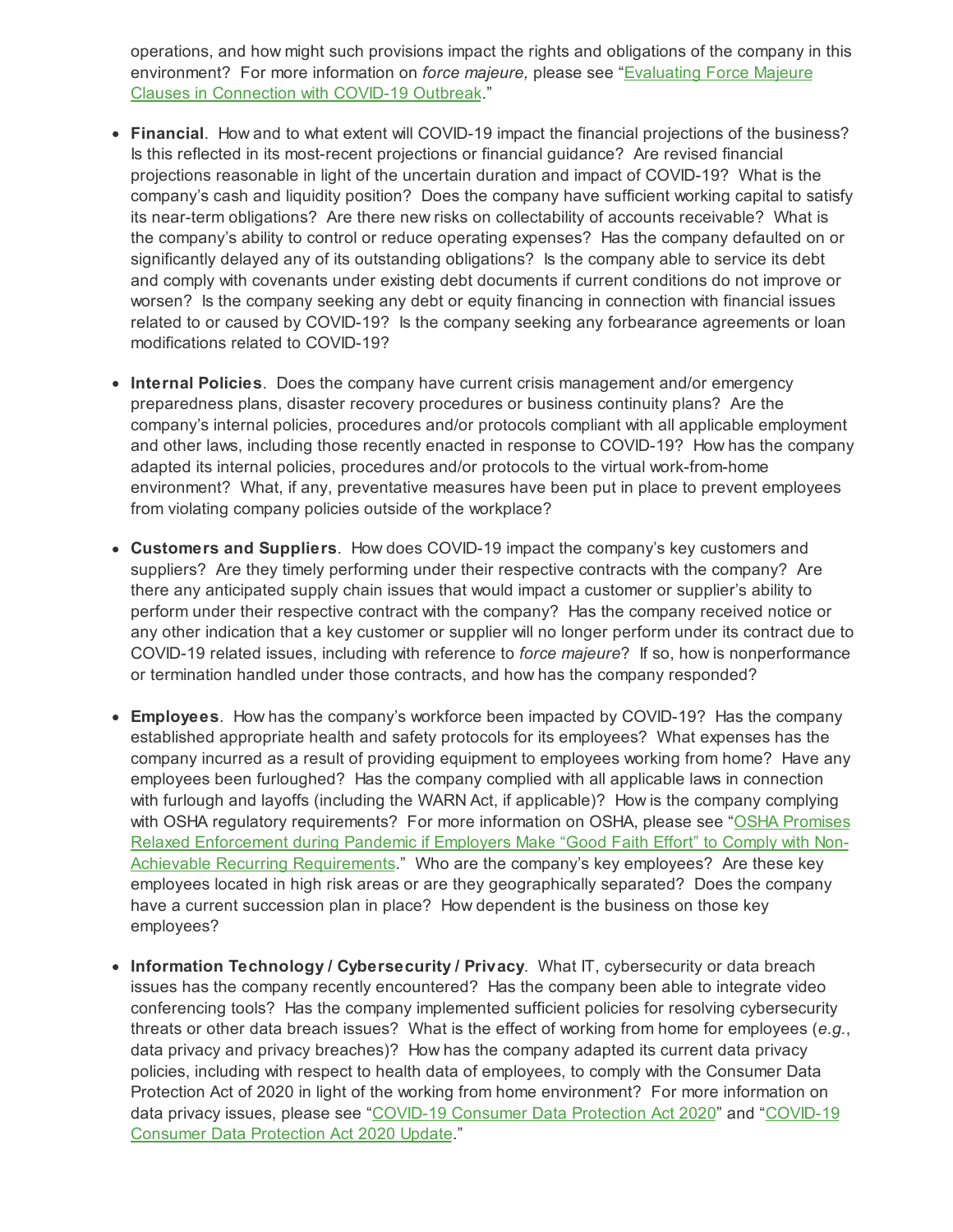operations, and how might such provisions impact the rights and obligations of the company in this environment? For more information on *force majeure,* please see "[Evaluating Force Majeure Clauses in Connection with COVID-19 Outbreak]."

- **Financial**. How and to what extent will COVID-19 impact the financial projections of the business? Is this reflected in its most-recent projections or financial guidance? Are revised financial projections reasonable in light of the uncertain duration and impact of COVID-19? What is the company's cash and liquidity position? Does the company have sufficient working capital to satisfy its near-term obligations? Are there new risks on collectability of accounts receivable? What is the company's ability to control or reduce operating expenses? Has the company defaulted on or significantly delayed any of its outstanding obligations? Is the company able to service its debt and comply with covenants under existing debt documents if current conditions do not improve or worsen? Is the company seeking any debt or equity financing in connection with financial issues related to or caused by COVID-19? Is the company seeking any forbearance agreements or loan modifications related to COVID-19?

- **Internal Policies**. Does the company have current crisis management and/or emergency preparedness plans, disaster recovery procedures or business continuity plans? Are the company's internal policies, procedures and/or protocols compliant with all applicable employment and other laws, including those recently enacted in response to COVID-19? How has the company adapted its internal policies, procedures and/or protocols to the virtual work-from-home environment? What, if any, preventative measures have been put in place to prevent employees from violating company policies outside of the workplace?

- **Customers and Suppliers**. How does COVID-19 impact the company's key customers and suppliers? Are they timely performing under their respective contracts with the company? Are there any anticipated supply chain issues that would impact a customer or supplier's ability to perform under their respective contract with the company? Has the company received notice or any other indication that a key customer or supplier will no longer perform under its contract due to COVID-19 related issues, including with reference to *force majeure*? If so, how is nonperformance or termination handled under those contracts, and how has the company responded?

- **Employees**. How has the company's workforce been impacted by COVID-19? Has the company established appropriate health and safety protocols for its employees? What expenses has the company incurred as a result of providing equipment to employees working from home? Have any employees been furloughed? Has the company complied with all applicable laws in connection with furlough and layoffs (including the WARN Act, if applicable)? How is the company complying with OSHA regulatory requirements? For more information on OSHA, please see "[OSHA Promises Relaxed Enforcement during Pandemic if Employers Make "Good Faith Effort" to Comply with Non-Achievable Recurring Requirements]." Who are the company's key employees? Are these key employees located in high risk areas or are they geographically separated? Does the company have a current succession plan in place? How dependent is the business on those key employees?

- **Information Technology / Cybersecurity / Privacy**. What IT, cybersecurity or data breach issues has the company recently encountered? Has the company been able to integrate video conferencing tools? Has the company implemented sufficient policies for resolving cybersecurity threats or other data breach issues? What is the effect of working from home for employees (*e.g.*, data privacy and privacy breaches)? How has the company adapted its current data privacy policies, including with respect to health data of employees, to comply with the Consumer Data Protection Act of 2020 in light of the working from home environment? For more information on data privacy issues, please see "[COVID-19 Consumer Data Protection Act 2020]" and "[COVID-19 Consumer Data Protection Act 2020 Update]."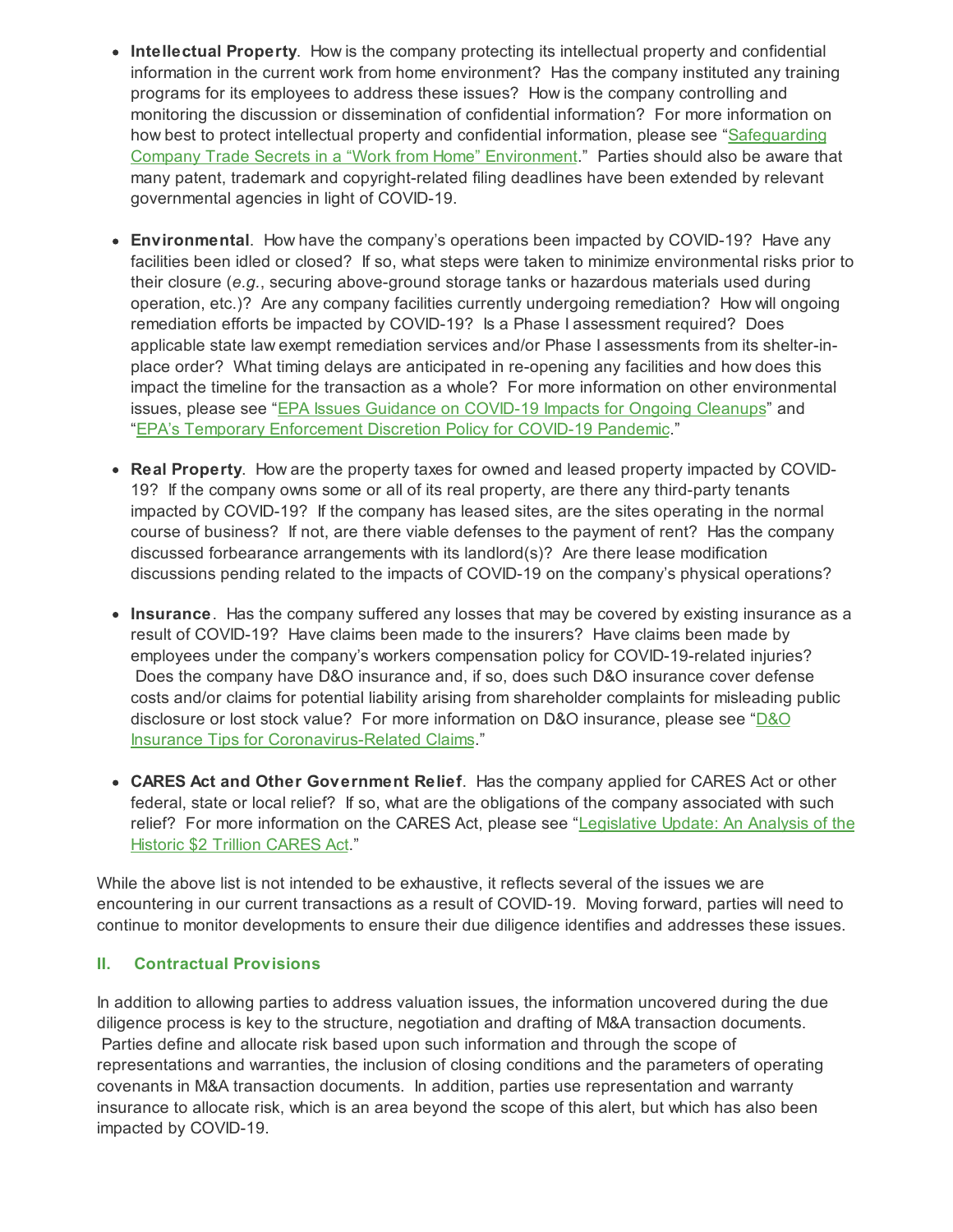- **Intellectual Property**. How is the company protecting its intellectual property and confidential information in the current work from home environment? Has the company instituted any training programs for its employees to address these issues? How is the company controlling and monitoring the discussion or dissemination of confidential information? For more information on how best to protect intellectual property and confidential information, please see "Safeguarding Company Trade Secrets in a "Work from Home" Environment." Parties should also be aware that many patent, trademark and copyright-related filing deadlines have been extended by relevant governmental agencies in light of COVID-19.

- **Environmental**. How have the company's operations been impacted by COVID-19? Have any facilities been idled or closed? If so, what steps were taken to minimize environmental risks prior to their closure (*e.g.*, securing above-ground storage tanks or hazardous materials used during operation, etc.)? Are any company facilities currently undergoing remediation? How will ongoing remediation efforts be impacted by COVID-19? Is a Phase I assessment required? Does applicable state law exempt remediation services and/or Phase I assessments from its shelter-in-place order? What timing delays are anticipated in re-opening any facilities and how does this impact the timeline for the transaction as a whole? For more information on other environmental issues, please see "EPA Issues Guidance on COVID-19 Impacts for Ongoing Cleanups" and "EPA's Temporary Enforcement Discretion Policy for COVID-19 Pandemic."

- **Real Property**. How are the property taxes for owned and leased property impacted by COVID-19? If the company owns some or all of its real property, are there any third-party tenants impacted by COVID-19? If the company has leased sites, are the sites operating in the normal course of business? If not, are there viable defenses to the payment of rent? Has the company discussed forbearance arrangements with its landlord(s)? Are there lease modification discussions pending related to the impacts of COVID-19 on the company's physical operations?

- **Insurance**. Has the company suffered any losses that may be covered by existing insurance as a result of COVID-19? Have claims been made to the insurers? Have claims been made by employees under the company's workers compensation policy for COVID-19-related injuries? Does the company have D&O insurance and, if so, does such D&O insurance cover defense costs and/or claims for potential liability arising from shareholder complaints for misleading public disclosure or lost stock value? For more information on D&O insurance, please see "D&O Insurance Tips for Coronavirus-Related Claims."

- **CARES Act and Other Government Relief**. Has the company applied for CARES Act or other federal, state or local relief? If so, what are the obligations of the company associated with such relief? For more information on the CARES Act, please see "Legislative Update: An Analysis of the Historic $2 Trillion CARES Act."

While the above list is not intended to be exhaustive, it reflects several of the issues we are encountering in our current transactions as a result of COVID-19. Moving forward, parties will need to continue to monitor developments to ensure their due diligence identifies and addresses these issues.

### II. Contractual Provisions

In addition to allowing parties to address valuation issues, the information uncovered during the due diligence process is key to the structure, negotiation and drafting of M&A transaction documents. Parties define and allocate risk based upon such information and through the scope of representations and warranties, the inclusion of closing conditions and the parameters of operating covenants in M&A transaction documents. In addition, parties use representation and warranty insurance to allocate risk, which is an area beyond the scope of this alert, but which has also been impacted by COVID-19.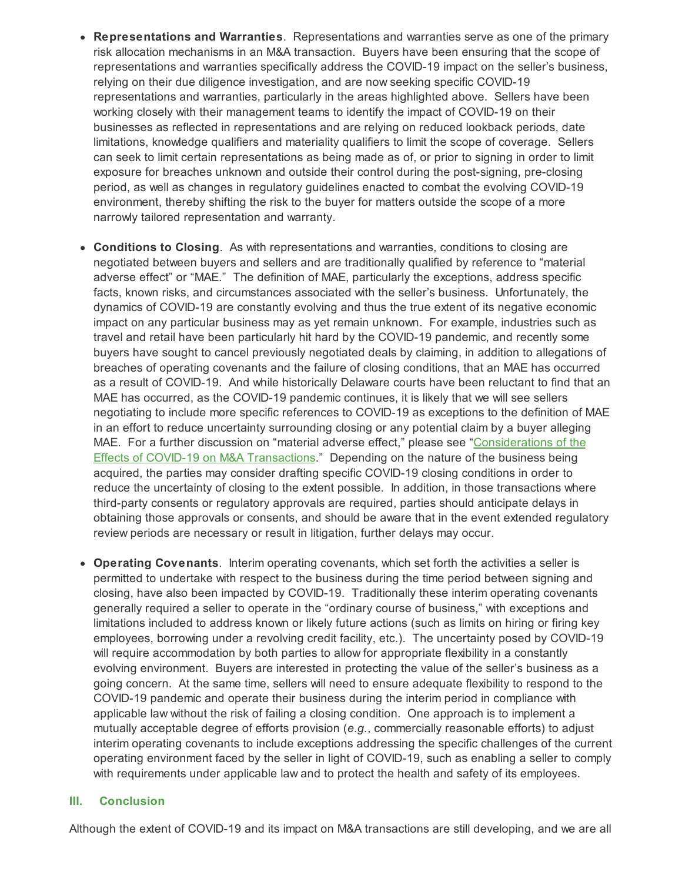- **Representations and Warranties**. Representations and warranties serve as one of the primary risk allocation mechanisms in an M&A transaction. Buyers have been ensuring that the scope of representations and warranties specifically address the COVID-19 impact on the seller's business, relying on their due diligence investigation, and are now seeking specific COVID-19 representations and warranties, particularly in the areas highlighted above. Sellers have been working closely with their management teams to identify the impact of COVID-19 on their businesses as reflected in representations and are relying on reduced lookback periods, date limitations, knowledge qualifiers and materiality qualifiers to limit the scope of coverage. Sellers can seek to limit certain representations as being made as of, or prior to signing in order to limit exposure for breaches unknown and outside their control during the post-signing, pre-closing period, as well as changes in regulatory guidelines enacted to combat the evolving COVID-19 environment, thereby shifting the risk to the buyer for matters outside the scope of a more narrowly tailored representation and warranty.

- **Conditions to Closing**. As with representations and warranties, conditions to closing are negotiated between buyers and sellers and are traditionally qualified by reference to "material adverse effect" or "MAE." The definition of MAE, particularly the exceptions, address specific facts, known risks, and circumstances associated with the seller's business. Unfortunately, the dynamics of COVID-19 are constantly evolving and thus the true extent of its negative economic impact on any particular business may as yet remain unknown. For example, industries such as travel and retail have been particularly hit hard by the COVID-19 pandemic, and recently some buyers have sought to cancel previously negotiated deals by claiming, in addition to allegations of breaches of operating covenants and the failure of closing conditions, that an MAE has occurred as a result of COVID-19. And while historically Delaware courts have been reluctant to find that an MAE has occurred, as the COVID-19 pandemic continues, it is likely that we will see sellers negotiating to include more specific references to COVID-19 as exceptions to the definition of MAE in an effort to reduce uncertainty surrounding closing or any potential claim by a buyer alleging MAE. For a further discussion on "material adverse effect," please see "Considerations of the Effects of COVID-19 on M&A Transactions." Depending on the nature of the business being acquired, the parties may consider drafting specific COVID-19 closing conditions in order to reduce the uncertainty of closing to the extent possible. In addition, in those transactions where third-party consents or regulatory approvals are required, parties should anticipate delays in obtaining those approvals or consents, and should be aware that in the event extended regulatory review periods are necessary or result in litigation, further delays may occur.

- **Operating Covenants**. Interim operating covenants, which set forth the activities a seller is permitted to undertake with respect to the business during the time period between signing and closing, have also been impacted by COVID-19. Traditionally these interim operating covenants generally required a seller to operate in the "ordinary course of business," with exceptions and limitations included to address known or likely future actions (such as limits on hiring or firing key employees, borrowing under a revolving credit facility, etc.). The uncertainty posed by COVID-19 will require accommodation by both parties to allow for appropriate flexibility in a constantly evolving environment. Buyers are interested in protecting the value of the seller's business as a going concern. At the same time, sellers will need to ensure adequate flexibility to respond to the COVID-19 pandemic and operate their business during the interim period in compliance with applicable law without the risk of failing a closing condition. One approach is to implement a mutually acceptable degree of efforts provision (*e.g.*, commercially reasonable efforts) to adjust interim operating covenants to include exceptions addressing the specific challenges of the current operating environment faced by the seller in light of COVID-19, such as enabling a seller to comply with requirements under applicable law and to protect the health and safety of its employees.

## III. Conclusion

Although the extent of COVID-19 and its impact on M&A transactions are still developing, and we are all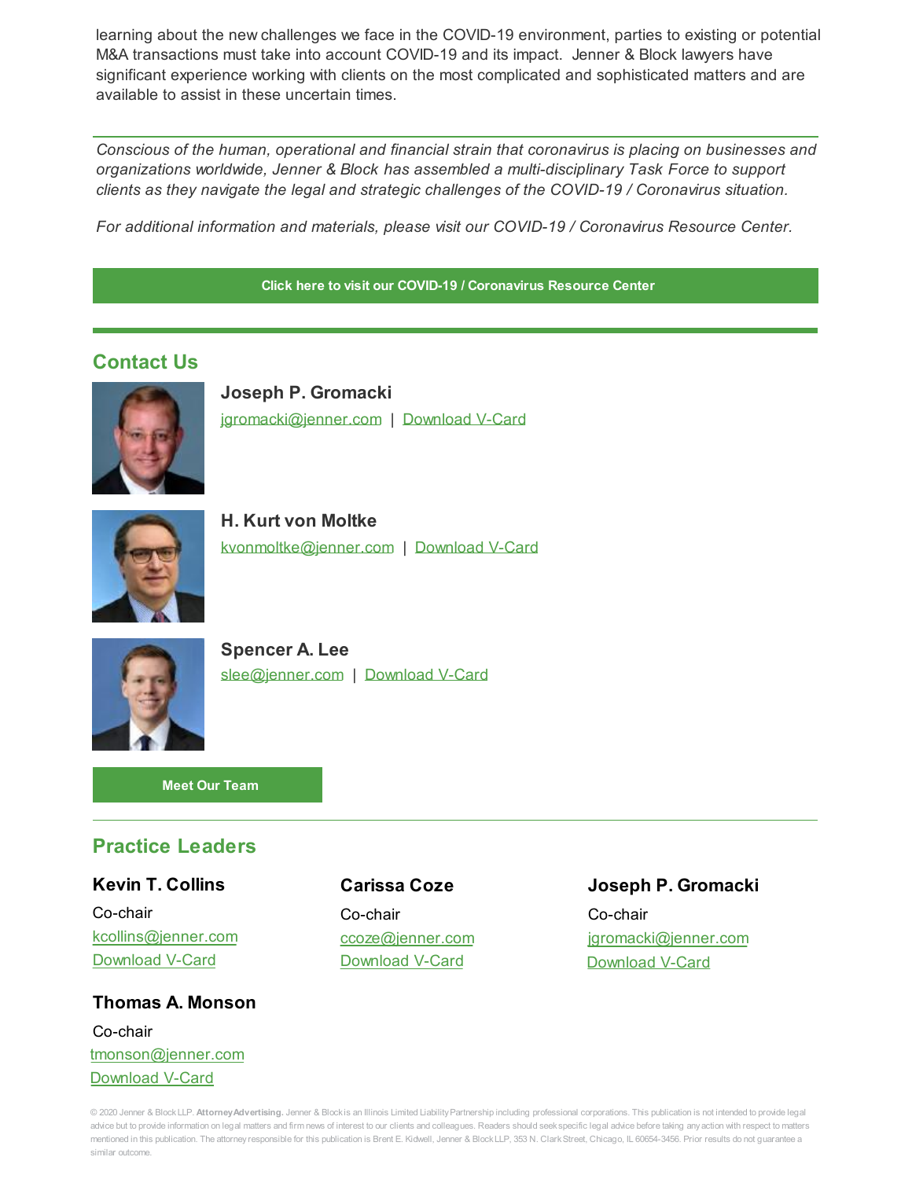learning about the new challenges we face in the COVID-19 environment, parties to existing or potential M&A transactions must take into account COVID-19 and its impact. Jenner & Block lawyers have significant experience working with clients on the most complicated and sophisticated matters and are available to assist in these uncertain times.

---

*Conscious of the human, operational and financial strain that coronavirus is placing on businesses and organizations worldwide, Jenner & Block has assembled a multi-disciplinary Task Force to support clients as they navigate the legal and strategic challenges of the COVID-19 / Coronavirus situation.*

*For additional information and materials, please visit our COVID-19 / Coronavirus Resource Center.*

**Click here to visit our COVID-19 / Coronavirus Resource Center**

---

## Contact Us

**Joseph P. Gromacki**
jgromacki@jenner.com | Download V-Card

**H. Kurt von Moltke**
kvonmoltke@jenner.com | Download V-Card

**Spencer A. Lee**
slee@jenner.com | Download V-Card

**Meet Our Team**

---

## Practice Leaders

**Kevin T. Collins**
Co-chair
kcollins@jenner.com
Download V-Card

**Carissa Coze**
Co-chair
ccoze@jenner.com
Download V-Card

**Joseph P. Gromacki**
Co-chair
jgromacki@jenner.com
Download V-Card

**Thomas A. Monson**
Co-chair
tmonson@jenner.com
Download V-Card

© 2020 Jenner & Block LLP. **Attorney Advertising.** Jenner & Block is an Illinois Limited Liability Partnership including professional corporations. This publication is not intended to provide legal advice but to provide information on legal matters and firm news of interest to our clients and colleagues. Readers should seek specific legal advice before taking any action with respect to matters mentioned in this publication. The attorney responsible for this publication is Brent E. Kidwell, Jenner & Block LLP, 353 N. Clark Street, Chicago, IL 60654-3456. Prior results do not guarantee a similar outcome.